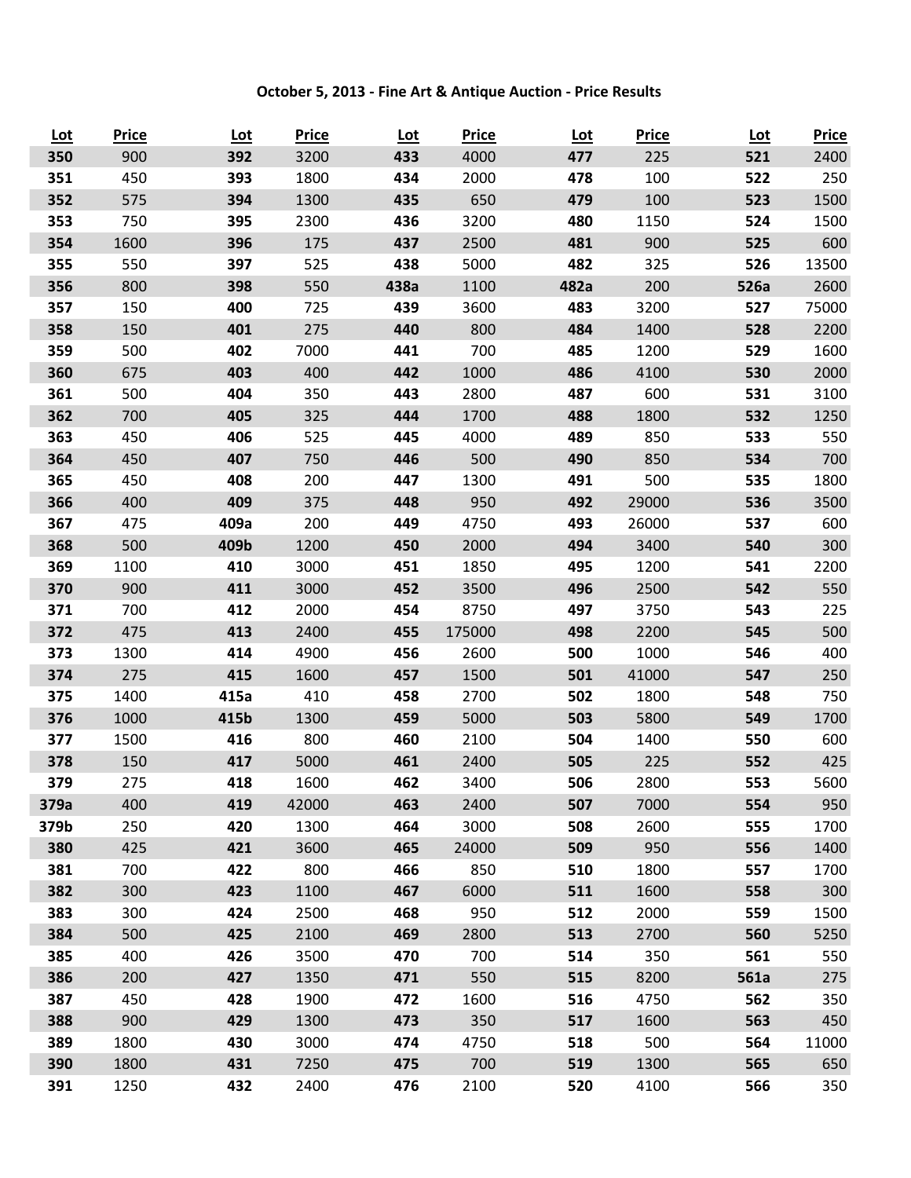**October 5, 2013 - Fine Art & Antique Auction - Price Results**

| Lot | Price | Lot | Price | Lot | Price | Lot | Price | Lot | Price |
|---|---|---|---|---|---|---|---|---|---|
| **350** | 900 | **392** | 3200 | **433** | 4000 | **477** | 225 | **521** | 2400 |
| **351** | 450 | **393** | 1800 | **434** | 2000 | **478** | 100 | **522** | 250 |
| **352** | 575 | **394** | 1300 | **435** | 650 | **479** | 100 | **523** | 1500 |
| **353** | 750 | **395** | 2300 | **436** | 3200 | **480** | 1150 | **524** | 1500 |
| **354** | 1600 | **396** | 175 | **437** | 2500 | **481** | 900 | **525** | 600 |
| **355** | 550 | **397** | 525 | **438** | 5000 | **482** | 325 | **526** | 13500 |
| **356** | 800 | **398** | 550 | **438a** | 1100 | **482a** | 200 | **526a** | 2600 |
| **357** | 150 | **400** | 725 | **439** | 3600 | **483** | 3200 | **527** | 75000 |
| **358** | 150 | **401** | 275 | **440** | 800 | **484** | 1400 | **528** | 2200 |
| **359** | 500 | **402** | 7000 | **441** | 700 | **485** | 1200 | **529** | 1600 |
| **360** | 675 | **403** | 400 | **442** | 1000 | **486** | 4100 | **530** | 2000 |
| **361** | 500 | **404** | 350 | **443** | 2800 | **487** | 600 | **531** | 3100 |
| **362** | 700 | **405** | 325 | **444** | 1700 | **488** | 1800 | **532** | 1250 |
| **363** | 450 | **406** | 525 | **445** | 4000 | **489** | 850 | **533** | 550 |
| **364** | 450 | **407** | 750 | **446** | 500 | **490** | 850 | **534** | 700 |
| **365** | 450 | **408** | 200 | **447** | 1300 | **491** | 500 | **535** | 1800 |
| **366** | 400 | **409** | 375 | **448** | 950 | **492** | 29000 | **536** | 3500 |
| **367** | 475 | **409a** | 200 | **449** | 4750 | **493** | 26000 | **537** | 600 |
| **368** | 500 | **409b** | 1200 | **450** | 2000 | **494** | 3400 | **540** | 300 |
| **369** | 1100 | **410** | 3000 | **451** | 1850 | **495** | 1200 | **541** | 2200 |
| **370** | 900 | **411** | 3000 | **452** | 3500 | **496** | 2500 | **542** | 550 |
| **371** | 700 | **412** | 2000 | **454** | 8750 | **497** | 3750 | **543** | 225 |
| **372** | 475 | **413** | 2400 | **455** | 175000 | **498** | 2200 | **545** | 500 |
| **373** | 1300 | **414** | 4900 | **456** | 2600 | **500** | 1000 | **546** | 400 |
| **374** | 275 | **415** | 1600 | **457** | 1500 | **501** | 41000 | **547** | 250 |
| **375** | 1400 | **415a** | 410 | **458** | 2700 | **502** | 1800 | **548** | 750 |
| **376** | 1000 | **415b** | 1300 | **459** | 5000 | **503** | 5800 | **549** | 1700 |
| **377** | 1500 | **416** | 800 | **460** | 2100 | **504** | 1400 | **550** | 600 |
| **378** | 150 | **417** | 5000 | **461** | 2400 | **505** | 225 | **552** | 425 |
| **379** | 275 | **418** | 1600 | **462** | 3400 | **506** | 2800 | **553** | 5600 |
| **379a** | 400 | **419** | 42000 | **463** | 2400 | **507** | 7000 | **554** | 950 |
| **379b** | 250 | **420** | 1300 | **464** | 3000 | **508** | 2600 | **555** | 1700 |
| **380** | 425 | **421** | 3600 | **465** | 24000 | **509** | 950 | **556** | 1400 |
| **381** | 700 | **422** | 800 | **466** | 850 | **510** | 1800 | **557** | 1700 |
| **382** | 300 | **423** | 1100 | **467** | 6000 | **511** | 1600 | **558** | 300 |
| **383** | 300 | **424** | 2500 | **468** | 950 | **512** | 2000 | **559** | 1500 |
| **384** | 500 | **425** | 2100 | **469** | 2800 | **513** | 2700 | **560** | 5250 |
| **385** | 400 | **426** | 3500 | **470** | 700 | **514** | 350 | **561** | 550 |
| **386** | 200 | **427** | 1350 | **471** | 550 | **515** | 8200 | **561a** | 275 |
| **387** | 450 | **428** | 1900 | **472** | 1600 | **516** | 4750 | **562** | 350 |
| **388** | 900 | **429** | 1300 | **473** | 350 | **517** | 1600 | **563** | 450 |
| **389** | 1800 | **430** | 3000 | **474** | 4750 | **518** | 500 | **564** | 11000 |
| **390** | 1800 | **431** | 7250 | **475** | 700 | **519** | 1300 | **565** | 650 |
| **391** | 1250 | **432** | 2400 | **476** | 2100 | **520** | 4100 | **566** | 350 |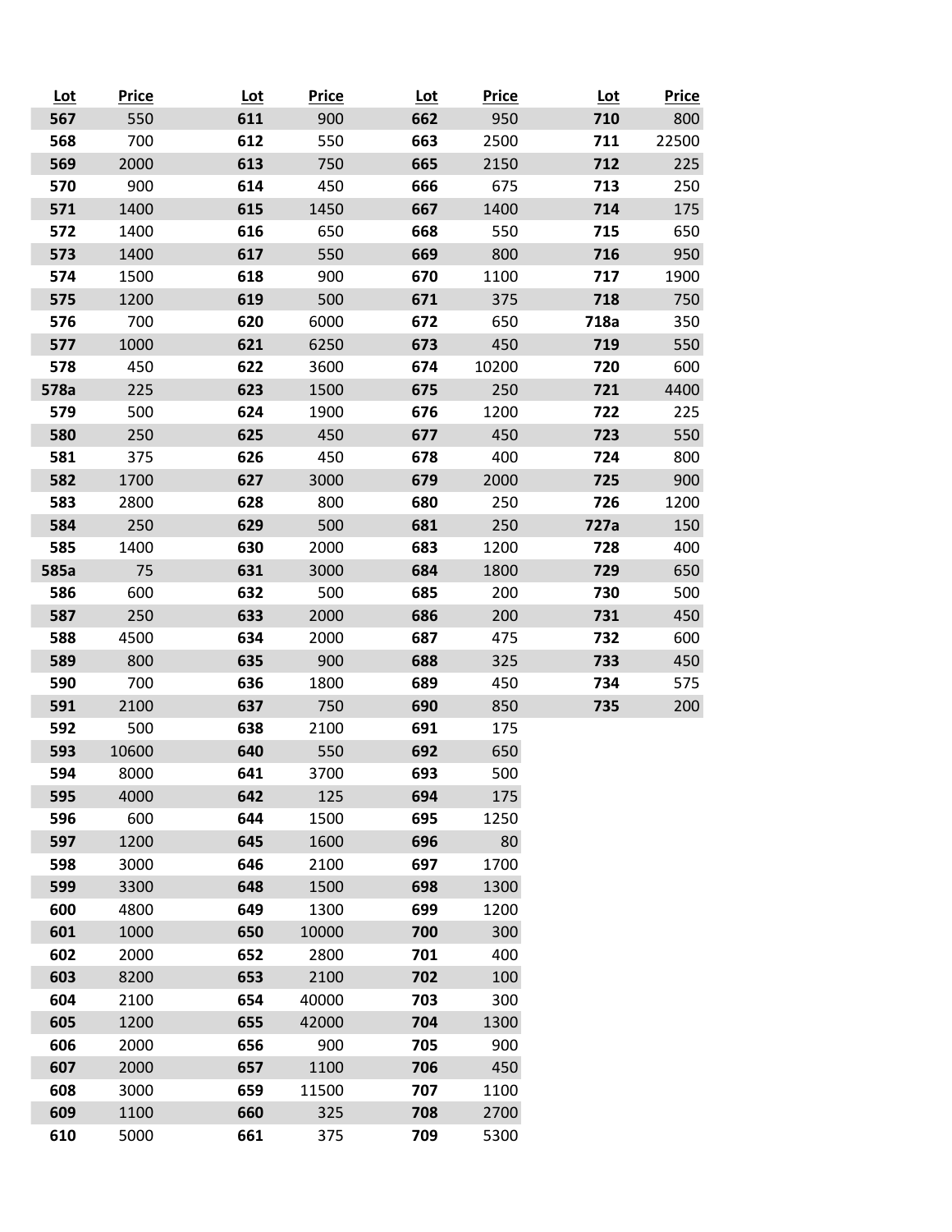| Lot | Price | Lot | Price | Lot | Price | Lot | Price |
|---|---|---|---|---|---|---|---|
| 567 | 550 | 611 | 900 | 662 | 950 | 710 | 800 |
| 568 | 700 | 612 | 550 | 663 | 2500 | 711 | 22500 |
| 569 | 2000 | 613 | 750 | 665 | 2150 | 712 | 225 |
| 570 | 900 | 614 | 450 | 666 | 675 | 713 | 250 |
| 571 | 1400 | 615 | 1450 | 667 | 1400 | 714 | 175 |
| 572 | 1400 | 616 | 650 | 668 | 550 | 715 | 650 |
| 573 | 1400 | 617 | 550 | 669 | 800 | 716 | 950 |
| 574 | 1500 | 618 | 900 | 670 | 1100 | 717 | 1900 |
| 575 | 1200 | 619 | 500 | 671 | 375 | 718 | 750 |
| 576 | 700 | 620 | 6000 | 672 | 650 | 718a | 350 |
| 577 | 1000 | 621 | 6250 | 673 | 450 | 719 | 550 |
| 578 | 450 | 622 | 3600 | 674 | 10200 | 720 | 600 |
| 578a | 225 | 623 | 1500 | 675 | 250 | 721 | 4400 |
| 579 | 500 | 624 | 1900 | 676 | 1200 | 722 | 225 |
| 580 | 250 | 625 | 450 | 677 | 450 | 723 | 550 |
| 581 | 375 | 626 | 450 | 678 | 400 | 724 | 800 |
| 582 | 1700 | 627 | 3000 | 679 | 2000 | 725 | 900 |
| 583 | 2800 | 628 | 800 | 680 | 250 | 726 | 1200 |
| 584 | 250 | 629 | 500 | 681 | 250 | 727a | 150 |
| 585 | 1400 | 630 | 2000 | 683 | 1200 | 728 | 400 |
| 585a | 75 | 631 | 3000 | 684 | 1800 | 729 | 650 |
| 586 | 600 | 632 | 500 | 685 | 200 | 730 | 500 |
| 587 | 250 | 633 | 2000 | 686 | 200 | 731 | 450 |
| 588 | 4500 | 634 | 2000 | 687 | 475 | 732 | 600 |
| 589 | 800 | 635 | 900 | 688 | 325 | 733 | 450 |
| 590 | 700 | 636 | 1800 | 689 | 450 | 734 | 575 |
| 591 | 2100 | 637 | 750 | 690 | 850 | 735 | 200 |
| 592 | 500 | 638 | 2100 | 691 | 175 | | |
| 593 | 10600 | 640 | 550 | 692 | 650 | | |
| 594 | 8000 | 641 | 3700 | 693 | 500 | | |
| 595 | 4000 | 642 | 125 | 694 | 175 | | |
| 596 | 600 | 644 | 1500 | 695 | 1250 | | |
| 597 | 1200 | 645 | 1600 | 696 | 80 | | |
| 598 | 3000 | 646 | 2100 | 697 | 1700 | | |
| 599 | 3300 | 648 | 1500 | 698 | 1300 | | |
| 600 | 4800 | 649 | 1300 | 699 | 1200 | | |
| 601 | 1000 | 650 | 10000 | 700 | 300 | | |
| 602 | 2000 | 652 | 2800 | 701 | 400 | | |
| 603 | 8200 | 653 | 2100 | 702 | 100 | | |
| 604 | 2100 | 654 | 40000 | 703 | 300 | | |
| 605 | 1200 | 655 | 42000 | 704 | 1300 | | |
| 606 | 2000 | 656 | 900 | 705 | 900 | | |
| 607 | 2000 | 657 | 1100 | 706 | 450 | | |
| 608 | 3000 | 659 | 11500 | 707 | 1100 | | |
| 609 | 1100 | 660 | 325 | 708 | 2700 | | |
| 610 | 5000 | 661 | 375 | 709 | 5300 | | |